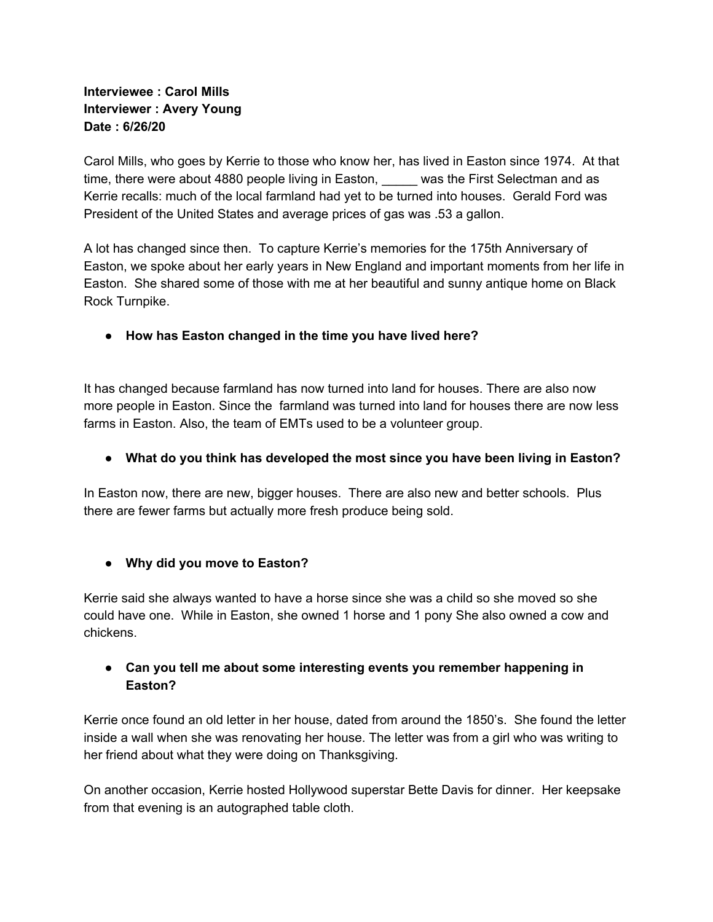**Interviewee : Carol Mills**
**Interviewer : Avery Young**
**Date : 6/26/20**

Carol Mills, who goes by Kerrie to those who know her, has lived in Easton since 1974. At that time, there were about 4880 people living in Easton, _____ was the First Selectman and as Kerrie recalls: much of the local farmland had yet to be turned into houses. Gerald Ford was President of the United States and average prices of gas was .53 a gallon.

A lot has changed since then. To capture Kerrie's memories for the 175th Anniversary of Easton, we spoke about her early years in New England and important moments from her life in Easton. She shared some of those with me at her beautiful and sunny antique home on Black Rock Turnpike.

- **How has Easton changed in the time you have lived here?**

It has changed because farmland has now turned into land for houses. There are also now more people in Easton. Since the farmland was turned into land for houses there are now less farms in Easton. Also, the team of EMTs used to be a volunteer group.

- **What do you think has developed the most since you have been living in Easton?**

In Easton now, there are new, bigger houses. There are also new and better schools. Plus there are fewer farms but actually more fresh produce being sold.

- **Why did you move to Easton?**

Kerrie said she always wanted to have a horse since she was a child so she moved so she could have one. While in Easton, she owned 1 horse and 1 pony She also owned a cow and chickens.

- **Can you tell me about some interesting events you remember happening in Easton?**

Kerrie once found an old letter in her house, dated from around the 1850's. She found the letter inside a wall when she was renovating her house. The letter was from a girl who was writing to her friend about what they were doing on Thanksgiving.

On another occasion, Kerrie hosted Hollywood superstar Bette Davis for dinner. Her keepsake from that evening is an autographed table cloth.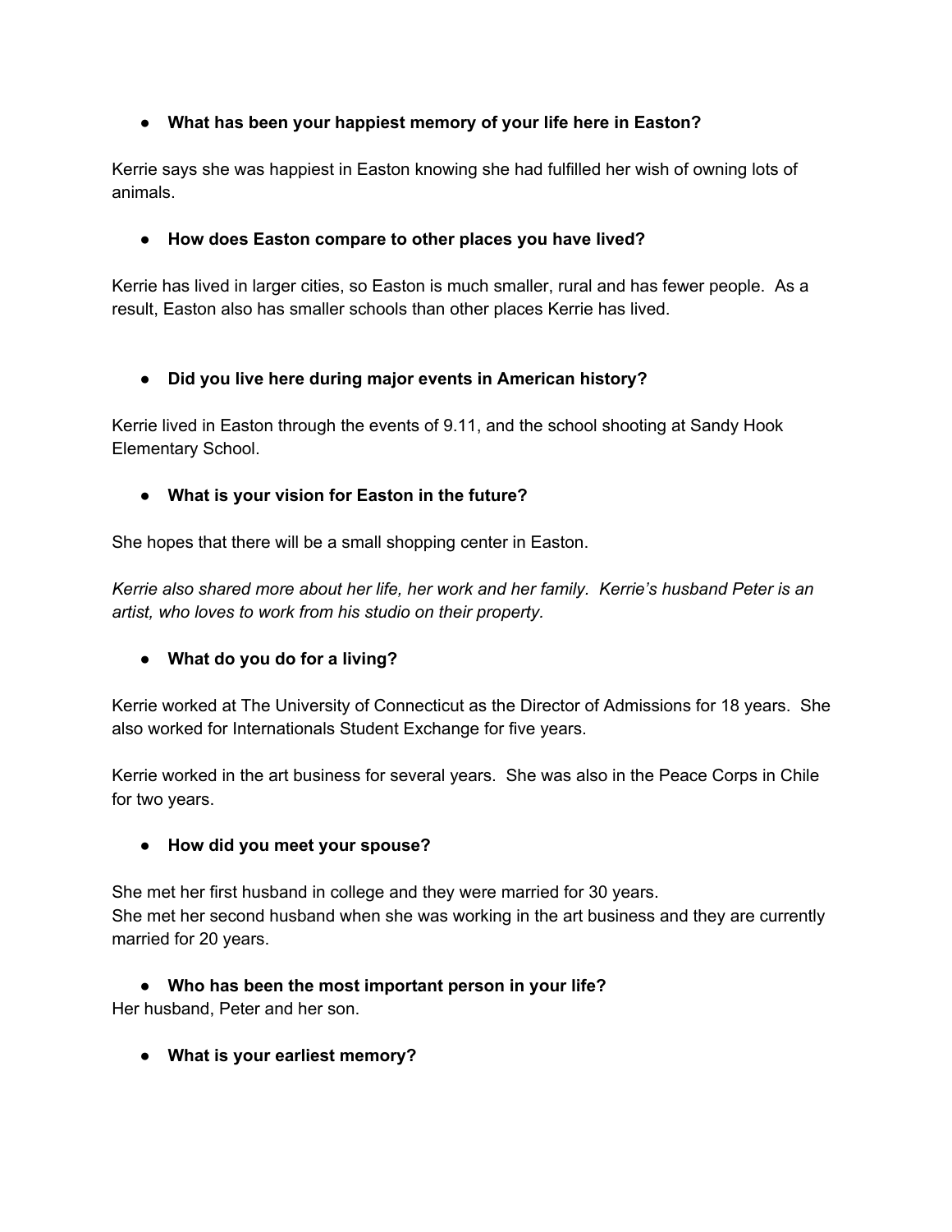- **What has been your happiest memory of your life here in Easton?**

Kerrie says she was happiest in Easton knowing she had fulfilled her wish of owning lots of animals.

- **How does Easton compare to other places you have lived?**

Kerrie has lived in larger cities, so Easton is much smaller, rural and has fewer people. As a result, Easton also has smaller schools than other places Kerrie has lived.

- **Did you live here during major events in American history?**

Kerrie lived in Easton through the events of 9.11, and the school shooting at Sandy Hook Elementary School.

- **What is your vision for Easton in the future?**

She hopes that there will be a small shopping center in Easton.

*Kerrie also shared more about her life, her work and her family. Kerrie's husband Peter is an artist, who loves to work from his studio on their property.*

- **What do you do for a living?**

Kerrie worked at The University of Connecticut as the Director of Admissions for 18 years. She also worked for Internationals Student Exchange for five years.

Kerrie worked in the art business for several years. She was also in the Peace Corps in Chile for two years.

- **How did you meet your spouse?**

She met her first husband in college and they were married for 30 years.
She met her second husband when she was working in the art business and they are currently married for 20 years.

- **Who has been the most important person in your life?**

Her husband, Peter and her son.

- **What is your earliest memory?**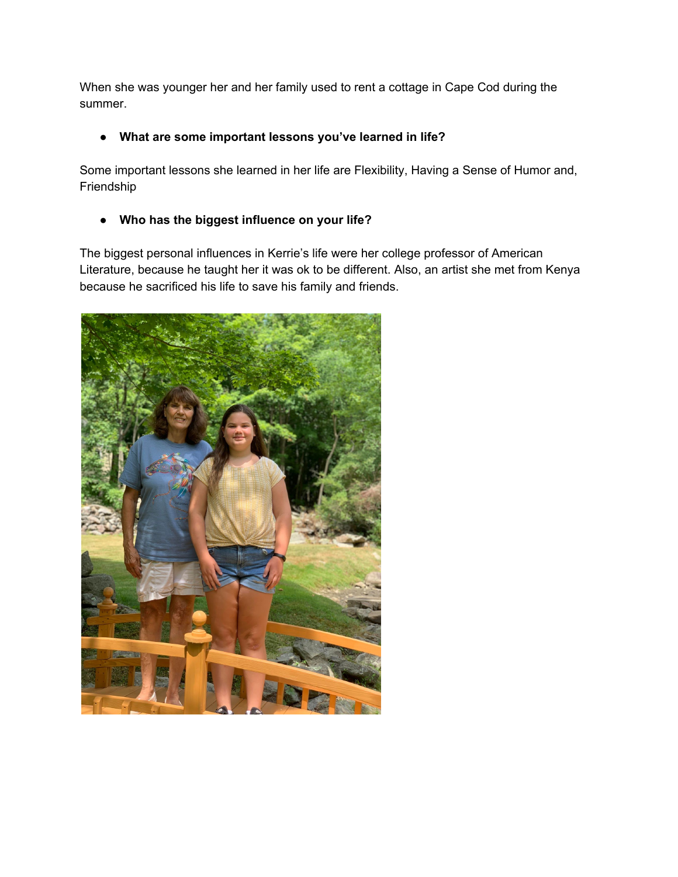When she was younger her and her family used to rent a cottage in Cape Cod during the summer.

- **What are some important lessons you've learned in life?**

Some important lessons she learned in her life are Flexibility, Having a Sense of Humor and, Friendship

- **Who has the biggest influence on your life?**

The biggest personal influences in Kerrie's life were her college professor of American Literature, because he taught her it was ok to be different. Also, an artist she met from Kenya because he sacrificed his life to save his family and friends.